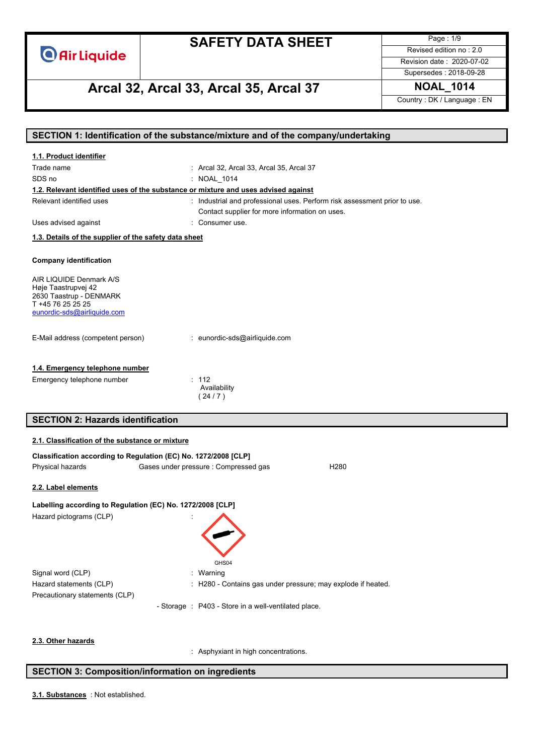# SAFETY DATA SHEET

**Arcal 32, Arcal 33, Arcal 35, Arcal 37**

NOAL_1014

Revised edition no : 2.0
Revision date : 2020-07-02
Supersedes : 2018-09-28
Country : DK / Language : EN

## SECTION 1: Identification of the substance/mixture and of the company/undertaking

### 1.1. Product identifier

Trade name : Arcal 32, Arcal 33, Arcal 35, Arcal 37

SDS no : NOAL_1014

### 1.2. Relevant identified uses of the substance or mixture and uses advised against

Relevant identified uses : Industrial and professional uses. Perform risk assessment prior to use. Contact supplier for more information on uses.

Uses advised against : Consumer use.

### 1.3. Details of the supplier of the safety data sheet

**Company identification**

AIR LIQUIDE Denmark A/S
Høje Taastrupvej 42
2630 Taastrup - DENMARK
T +45 76 25 25 25
eunordic-sds@airliquide.com

E-Mail address (competent person) : eunordic-sds@airliquide.com

### 1.4. Emergency telephone number

Emergency telephone number : 112
Availability
( 24 / 7 )

## SECTION 2: Hazards identification

### 2.1. Classification of the substance or mixture

**Classification according to Regulation (EC) No. 1272/2008 [CLP]**

| Physical hazards | Gases under pressure : Compressed gas | H280 |
|---|---|---|

### 2.2. Label elements

**Labelling according to Regulation (EC) No. 1272/2008 [CLP]**

Hazard pictograms (CLP) :

GHS04

Signal word (CLP) : Warning

Hazard statements (CLP) : H280 - Contains gas under pressure; may explode if heated.

Precautionary statements (CLP)

- Storage : P403 - Store in a well-ventilated place.

### 2.3. Other hazards

: Asphyxiant in high concentrations.

## SECTION 3: Composition/information on ingredients

**3.1. Substances** : Not established.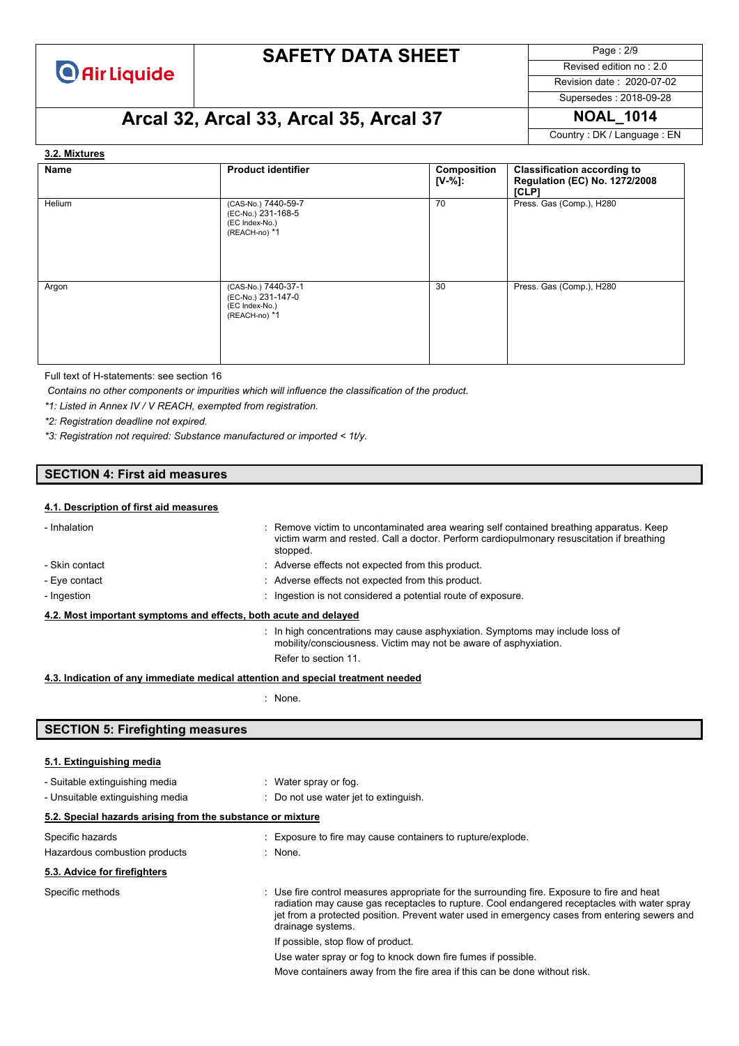### 3.2. Mixtures

| Name | Product identifier | Composition [V-%]: | Classification according to Regulation (EC) No. 1272/2008 [CLP] |
|---|---|---|---|
| Helium | (CAS-No.) 7440-59-7<br>(EC-No.) 231-168-5<br>(EC Index-No.)<br>(REACH-no) *1 | 70 | Press. Gas (Comp.), H280 |
| Argon | (CAS-No.) 7440-37-1<br>(EC-No.) 231-147-0<br>(EC Index-No.)<br>(REACH-no) *1 | 30 | Press. Gas (Comp.), H280 |

Full text of H-statements: see section 16

*Contains no other components or impurities which will influence the classification of the product.*

*\*1: Listed in Annex IV / V REACH, exempted from registration.*

*\*2: Registration deadline not expired.*

*\*3: Registration not required: Substance manufactured or imported < 1t/y.*

## SECTION 4: First aid measures

### 4.1. Description of first aid measures

- Inhalation : Remove victim to uncontaminated area wearing self contained breathing apparatus. Keep victim warm and rested. Call a doctor. Perform cardiopulmonary resuscitation if breathing stopped.
- Skin contact : Adverse effects not expected from this product.
- Eye contact : Adverse effects not expected from this product.
- Ingestion : Ingestion is not considered a potential route of exposure.

### 4.2. Most important symptoms and effects, both acute and delayed

: In high concentrations may cause asphyxiation. Symptoms may include loss of mobility/consciousness. Victim may not be aware of asphyxiation.

Refer to section 11.

### 4.3. Indication of any immediate medical attention and special treatment needed

: None.

## SECTION 5: Firefighting measures

### 5.1. Extinguishing media

- Suitable extinguishing media : Water spray or fog.
- Unsuitable extinguishing media : Do not use water jet to extinguish.

### 5.2. Special hazards arising from the substance or mixture

Specific hazards : Exposure to fire may cause containers to rupture/explode.

Hazardous combustion products : None.

### 5.3. Advice for firefighters

Specific methods : Use fire control measures appropriate for the surrounding fire. Exposure to fire and heat radiation may cause gas receptacles to rupture. Cool endangered receptacles with water spray jet from a protected position. Prevent water used in emergency cases from entering sewers and drainage systems.

If possible, stop flow of product.

Use water spray or fog to knock down fire fumes if possible.

Move containers away from the fire area if this can be done without risk.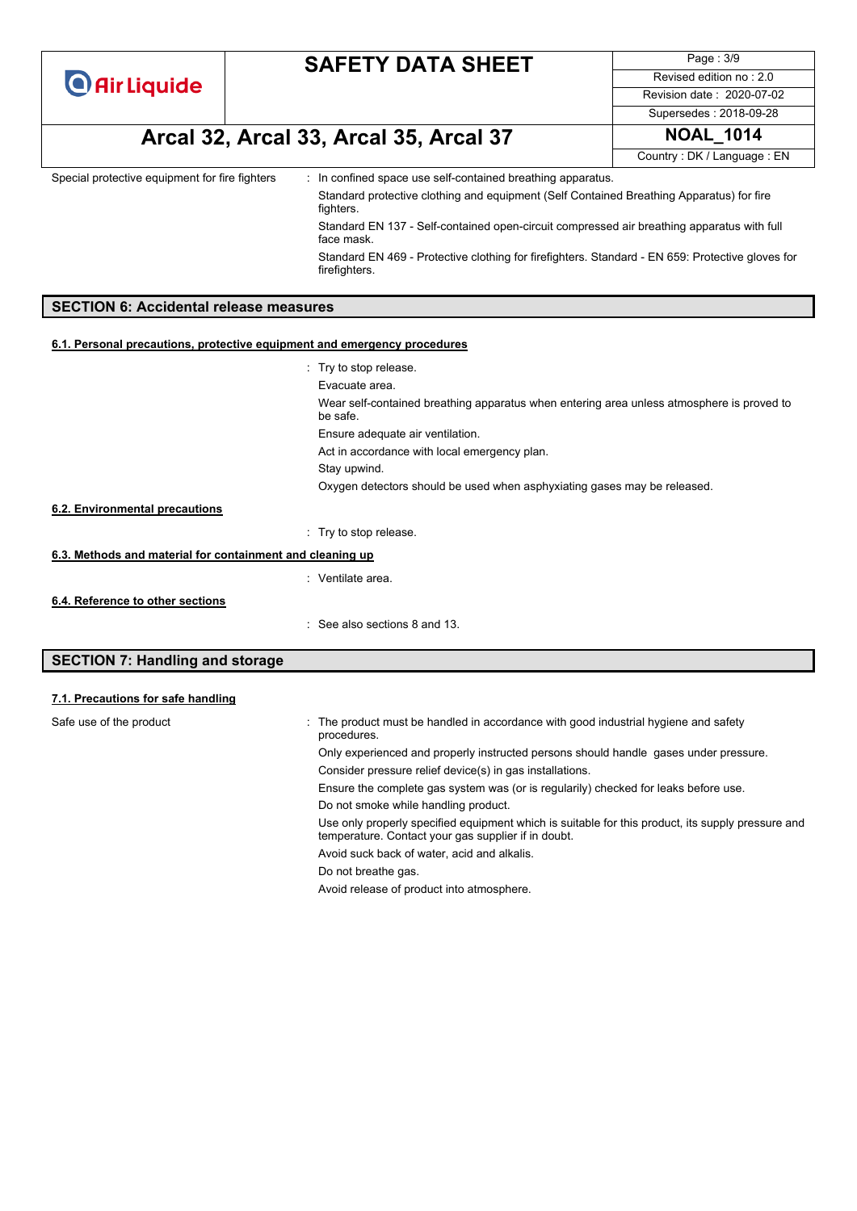Special protective equipment for fire fighters : In confined space use self-contained breathing apparatus.

Standard protective clothing and equipment (Self Contained Breathing Apparatus) for fire fighters.

Standard EN 137 - Self-contained open-circuit compressed air breathing apparatus with full face mask.

Standard EN 469 - Protective clothing for firefighters. Standard - EN 659: Protective gloves for firefighters.

## SECTION 6: Accidental release measures

### 6.1. Personal precautions, protective equipment and emergency procedures

: Try to stop release.

Evacuate area.

Wear self-contained breathing apparatus when entering area unless atmosphere is proved to be safe.

Ensure adequate air ventilation.

Act in accordance with local emergency plan.

Stay upwind.

Oxygen detectors should be used when asphyxiating gases may be released.

### 6.2. Environmental precautions

: Try to stop release.

### 6.3. Methods and material for containment and cleaning up

: Ventilate area.

### 6.4. Reference to other sections

: See also sections 8 and 13.

## SECTION 7: Handling and storage

### 7.1. Precautions for safe handling

Safe use of the product : The product must be handled in accordance with good industrial hygiene and safety procedures.

Only experienced and properly instructed persons should handle gases under pressure.

Consider pressure relief device(s) in gas installations.

Ensure the complete gas system was (or is regularily) checked for leaks before use.

Do not smoke while handling product.

Use only properly specified equipment which is suitable for this product, its supply pressure and temperature. Contact your gas supplier if in doubt.

Avoid suck back of water, acid and alkalis.

Do not breathe gas.

Avoid release of product into atmosphere.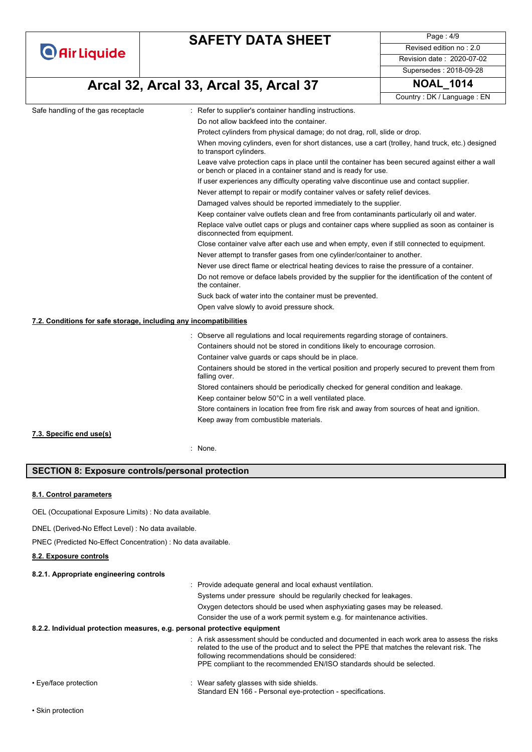Safe handling of the gas receptacle : Refer to supplier's container handling instructions.

Do not allow backfeed into the container.

Protect cylinders from physical damage; do not drag, roll, slide or drop.

When moving cylinders, even for short distances, use a cart (trolley, hand truck, etc.) designed to transport cylinders.

Leave valve protection caps in place until the container has been secured against either a wall or bench or placed in a container stand and is ready for use.

If user experiences any difficulty operating valve discontinue use and contact supplier.

Never attempt to repair or modify container valves or safety relief devices.

Damaged valves should be reported immediately to the supplier.

Keep container valve outlets clean and free from contaminants particularly oil and water.

Replace valve outlet caps or plugs and container caps where supplied as soon as container is disconnected from equipment.

Close container valve after each use and when empty, even if still connected to equipment.

Never attempt to transfer gases from one cylinder/container to another.

Never use direct flame or electrical heating devices to raise the pressure of a container.

Do not remove or deface labels provided by the supplier for the identification of the content of the container.

Suck back of water into the container must be prevented.

Open valve slowly to avoid pressure shock.

**7.2. Conditions for safe storage, including any incompatibilities**

: Observe all regulations and local requirements regarding storage of containers.

Containers should not be stored in conditions likely to encourage corrosion.

Container valve guards or caps should be in place.

Containers should be stored in the vertical position and properly secured to prevent them from falling over.

Stored containers should be periodically checked for general condition and leakage.

Keep container below 50°C in a well ventilated place.

Store containers in location free from fire risk and away from sources of heat and ignition.

Keep away from combustible materials.

**7.3. Specific end use(s)**

: None.

## SECTION 8: Exposure controls/personal protection

**8.1. Control parameters**

OEL (Occupational Exposure Limits) : No data available.

DNEL (Derived-No Effect Level) : No data available.

PNEC (Predicted No-Effect Concentration) : No data available.

**8.2. Exposure controls**

**8.2.1. Appropriate engineering controls**

: Provide adequate general and local exhaust ventilation.

Systems under pressure should be regularly checked for leakages.

Oxygen detectors should be used when asphyxiating gases may be released.

Consider the use of a work permit system e.g. for maintenance activities.

**8.2.2. Individual protection measures, e.g. personal protective equipment**

: A risk assessment should be conducted and documented in each work area to assess the risks related to the use of the product and to select the PPE that matches the relevant risk. The following recommendations should be considered:
PPE compliant to the recommended EN/ISO standards should be selected.

• Eye/face protection : Wear safety glasses with side shields.
Standard EN 166 - Personal eye-protection - specifications.

• Skin protection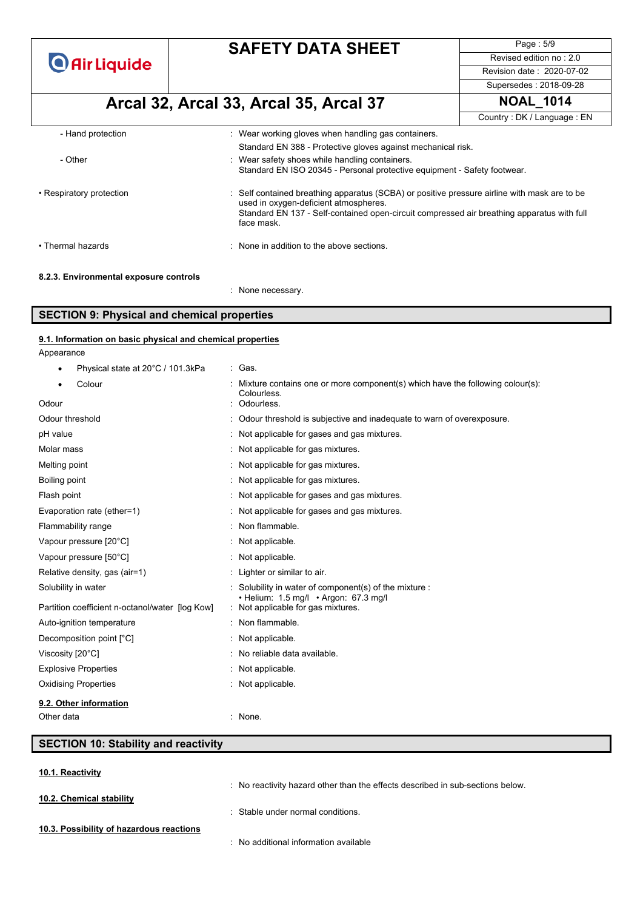| | |
|---|---|
| - Hand protection | : Wear working gloves when handling gas containers.<br>Standard EN 388 - Protective gloves against mechanical risk. |
| - Other | : Wear safety shoes while handling containers.<br>Standard EN ISO 20345 - Personal protective equipment - Safety footwear. |
| • Respiratory protection | : Self contained breathing apparatus (SCBA) or positive pressure airline with mask are to be used in oxygen-deficient atmospheres.<br>Standard EN 137 - Self-contained open-circuit compressed air breathing apparatus with full face mask. |
| • Thermal hazards | : None in addition to the above sections. |

**8.2.3. Environmental exposure controls**

: None necessary.

## SECTION 9: Physical and chemical properties

**9.1. Information on basic physical and chemical properties**

Appearance

| | |
|---|---|
| • Physical state at 20°C / 101.3kPa | : Gas. |
| • Colour | : Mixture contains one or more component(s) which have the following colour(s): Colourless. |
| Odour | : Odourless. |
| Odour threshold | : Odour threshold is subjective and inadequate to warn of overexposure. |
| pH value | : Not applicable for gases and gas mixtures. |
| Molar mass | : Not applicable for gas mixtures. |
| Melting point | : Not applicable for gas mixtures. |
| Boiling point | : Not applicable for gas mixtures. |
| Flash point | : Not applicable for gases and gas mixtures. |
| Evaporation rate (ether=1) | : Not applicable for gases and gas mixtures. |
| Flammability range | : Non flammable. |
| Vapour pressure [20°C] | : Not applicable. |
| Vapour pressure [50°C] | : Not applicable. |
| Relative density, gas (air=1) | : Lighter or similar to air. |
| Solubility in water | : Solubility in water of component(s) of the mixture :<br>• Helium: 1.5 mg/l • Argon: 67.3 mg/l |
| Partition coefficient n-octanol/water [log Kow] | : Not applicable for gas mixtures. |
| Auto-ignition temperature | : Non flammable. |
| Decomposition point [°C] | : Not applicable. |
| Viscosity [20°C] | : No reliable data available. |
| Explosive Properties | : Not applicable. |
| Oxidising Properties | : Not applicable. |

**9.2. Other information**

| | |
|---|---|
| Other data | : None. |

## SECTION 10: Stability and reactivity

**10.1. Reactivity**

: No reactivity hazard other than the effects described in sub-sections below.

**10.2. Chemical stability**

: Stable under normal conditions.

**10.3. Possibility of hazardous reactions**

: No additional information available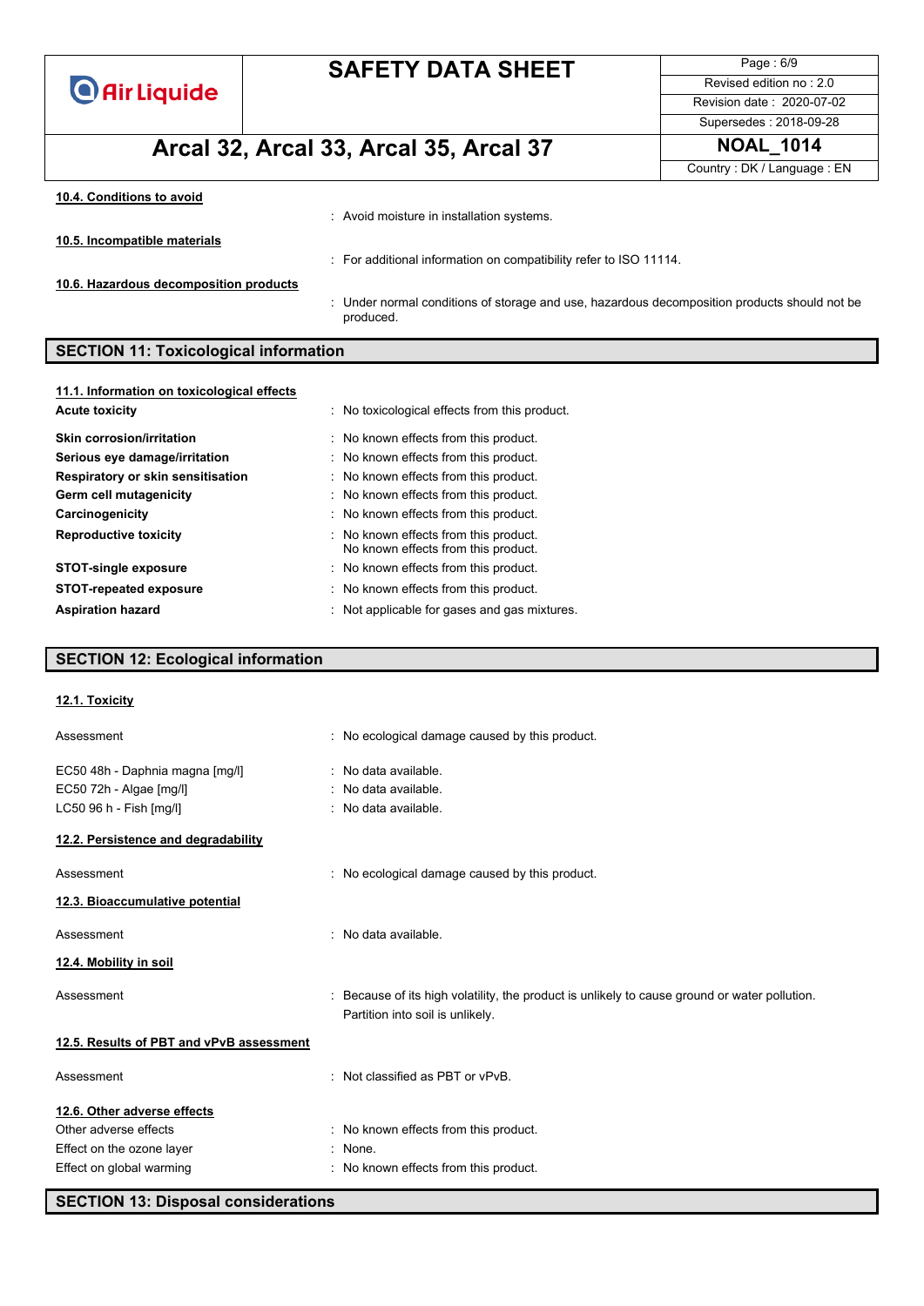#### 10.4. Conditions to avoid

: Avoid moisture in installation systems.

#### 10.5. Incompatible materials

: For additional information on compatibility refer to ISO 11114.

#### 10.6. Hazardous decomposition products

: Under normal conditions of storage and use, hazardous decomposition products should not be produced.

## SECTION 11: Toxicological information

#### 11.1. Information on toxicological effects

| | |
|---|---|
| **Acute toxicity** | : No toxicological effects from this product. |
| **Skin corrosion/irritation** | : No known effects from this product. |
| **Serious eye damage/irritation** | : No known effects from this product. |
| **Respiratory or skin sensitisation** | : No known effects from this product. |
| **Germ cell mutagenicity** | : No known effects from this product. |
| **Carcinogenicity** | : No known effects from this product. |
| **Reproductive toxicity** | : No known effects from this product. No known effects from this product. |
| **STOT-single exposure** | : No known effects from this product. |
| **STOT-repeated exposure** | : No known effects from this product. |
| **Aspiration hazard** | : Not applicable for gases and gas mixtures. |

## SECTION 12: Ecological information

#### 12.1. Toxicity

| | |
|---|---|
| Assessment | : No ecological damage caused by this product. |
| EC50 48h - Daphnia magna [mg/l] | : No data available. |
| EC50 72h - Algae [mg/l] | : No data available. |
| LC50 96 h - Fish [mg/l] | : No data available. |

#### 12.2. Persistence and degradability

Assessment : No ecological damage caused by this product.

#### 12.3. Bioaccumulative potential

Assessment : No data available.

#### 12.4. Mobility in soil

Assessment : Because of its high volatility, the product is unlikely to cause ground or water pollution. Partition into soil is unlikely.

#### 12.5. Results of PBT and vPvB assessment

Assessment : Not classified as PBT or vPvB.

#### 12.6. Other adverse effects

| | |
|---|---|
| Other adverse effects | : No known effects from this product. |
| Effect on the ozone layer | : None. |
| Effect on global warming | : No known effects from this product. |

## SECTION 13: Disposal considerations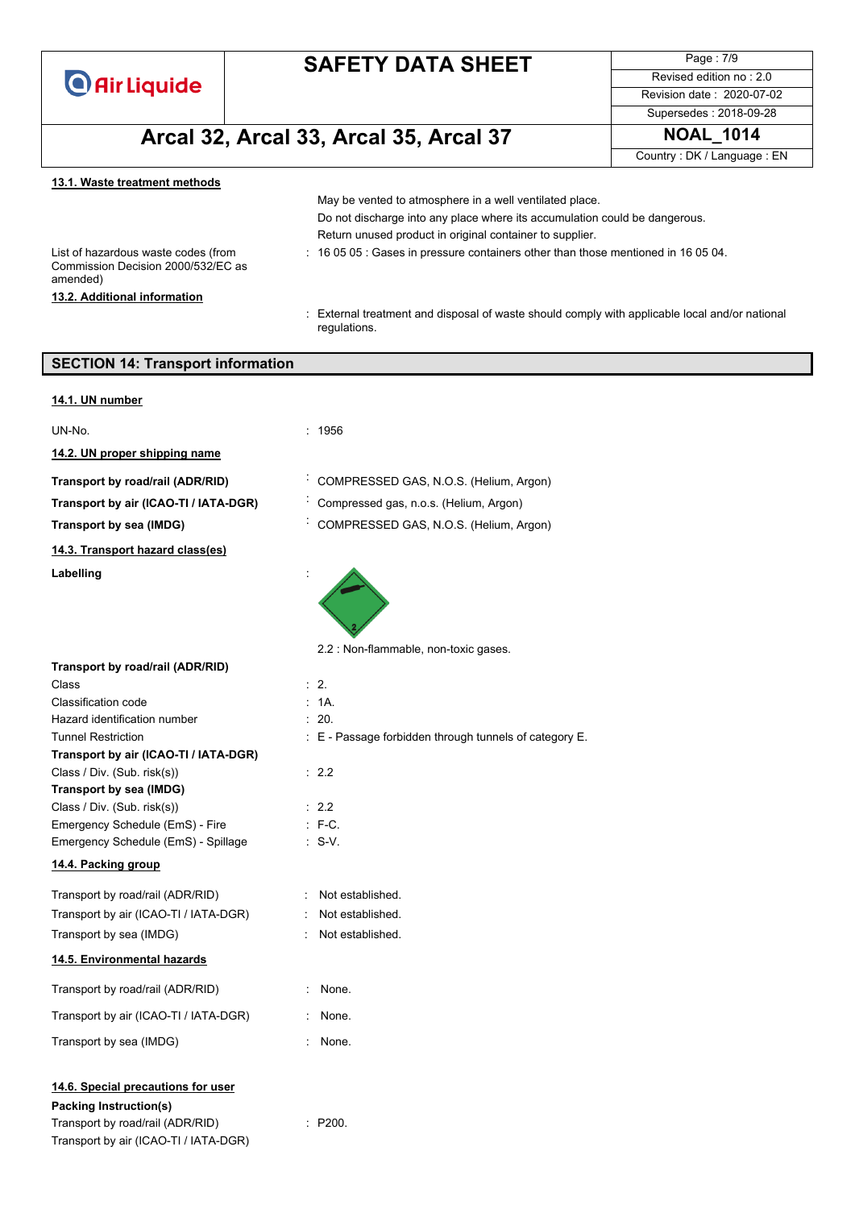### 13.1. Waste treatment methods

May be vented to atmosphere in a well ventilated place.

Do not discharge into any place where its accumulation could be dangerous.

Return unused product in original container to supplier.

List of hazardous waste codes (from Commission Decision 2000/532/EC as amended) : 16 05 05 : Gases in pressure containers other than those mentioned in 16 05 04.

### 13.2. Additional information

: External treatment and disposal of waste should comply with applicable local and/or national regulations.

## SECTION 14: Transport information

### 14.1. UN number

UN-No. : 1956

### 14.2. UN proper shipping name

**Transport by road/rail (ADR/RID)** : COMPRESSED GAS, N.O.S. (Helium, Argon)

**Transport by air (ICAO-TI / IATA-DGR)** : Compressed gas, n.o.s. (Helium, Argon)

**Transport by sea (IMDG)** : COMPRESSED GAS, N.O.S. (Helium, Argon)

### 14.3. Transport hazard class(es)

**Labelling** :

2.2 : Non-flammable, non-toxic gases.

**Transport by road/rail (ADR/RID)**

Class : 2.

Classification code : 1A.

Hazard identification number : 20.

Tunnel Restriction : E - Passage forbidden through tunnels of category E.

**Transport by air (ICAO-TI / IATA-DGR)**

Class / Div. (Sub. risk(s)) : 2.2

**Transport by sea (IMDG)**

Class / Div. (Sub. risk(s)) : 2.2

Emergency Schedule (EmS) - Fire : F-C.

Emergency Schedule (EmS) - Spillage : S-V.

### 14.4. Packing group

Transport by road/rail (ADR/RID) : Not established.

Transport by air (ICAO-TI / IATA-DGR) : Not established.

Transport by sea (IMDG) : Not established.

### 14.5. Environmental hazards

Transport by road/rail (ADR/RID) : None.

Transport by air (ICAO-TI / IATA-DGR) : None.

Transport by sea (IMDG) : None.

### 14.6. Special precautions for user

**Packing Instruction(s)**

Transport by road/rail (ADR/RID) : P200.

Transport by air (ICAO-TI / IATA-DGR)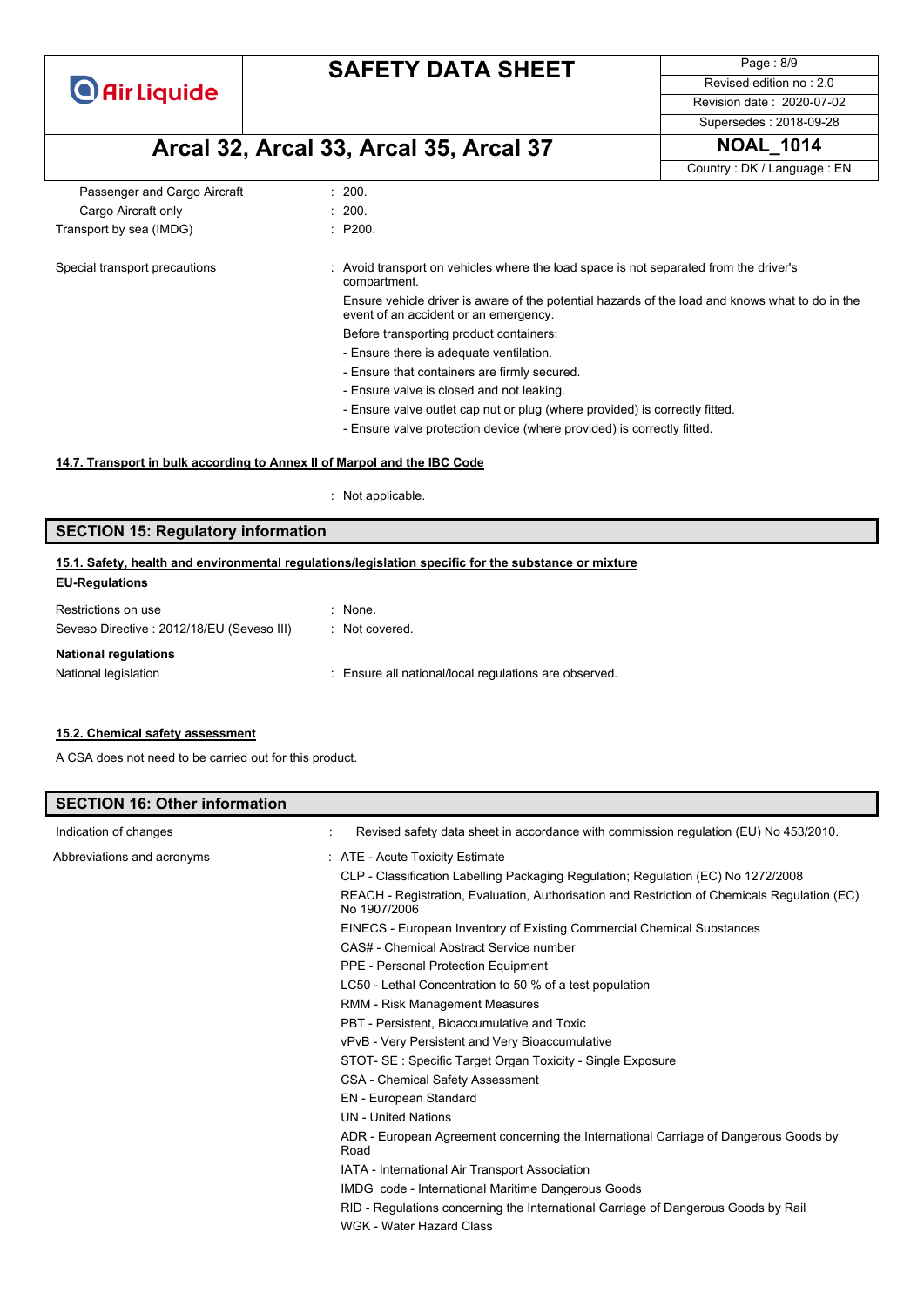| | |
|---|---|
| Passenger and Cargo Aircraft | : 200. |
| Cargo Aircraft only | : 200. |
| Transport by sea (IMDG) | : P200. |

Special transport precautions : Avoid transport on vehicles where the load space is not separated from the driver's compartment.

Ensure vehicle driver is aware of the potential hazards of the load and knows what to do in the event of an accident or an emergency.

Before transporting product containers:

- Ensure there is adequate ventilation.
- Ensure that containers are firmly secured.
- Ensure valve is closed and not leaking.
- Ensure valve outlet cap nut or plug (where provided) is correctly fitted.
- Ensure valve protection device (where provided) is correctly fitted.

### 14.7. Transport in bulk according to Annex II of Marpol and the IBC Code

: Not applicable.

## SECTION 15: Regulatory information

### 15.1. Safety, health and environmental regulations/legislation specific for the substance or mixture

**EU-Regulations**

| | |
|---|---|
| Restrictions on use | : None. |
| Seveso Directive : 2012/18/EU (Seveso III) | : Not covered. |

**National regulations**

| | |
|---|---|
| National legislation | : Ensure all national/local regulations are observed. |

### 15.2. Chemical safety assessment

A CSA does not need to be carried out for this product.

## SECTION 16: Other information

Indication of changes : Revised safety data sheet in accordance with commission regulation (EU) No 453/2010.

Abbreviations and acronyms :

- ATE - Acute Toxicity Estimate
- CLP - Classification Labelling Packaging Regulation; Regulation (EC) No 1272/2008
- REACH - Registration, Evaluation, Authorisation and Restriction of Chemicals Regulation (EC) No 1907/2006
- EINECS - European Inventory of Existing Commercial Chemical Substances
- CAS# - Chemical Abstract Service number
- PPE - Personal Protection Equipment
- LC50 - Lethal Concentration to 50 % of a test population
- RMM - Risk Management Measures
- PBT - Persistent, Bioaccumulative and Toxic
- vPvB - Very Persistent and Very Bioaccumulative
- STOT- SE : Specific Target Organ Toxicity - Single Exposure
- CSA - Chemical Safety Assessment
- EN - European Standard
- UN - United Nations
- ADR - European Agreement concerning the International Carriage of Dangerous Goods by Road
- IATA - International Air Transport Association
- IMDG code - International Maritime Dangerous Goods
- RID - Regulations concerning the International Carriage of Dangerous Goods by Rail
- WGK - Water Hazard Class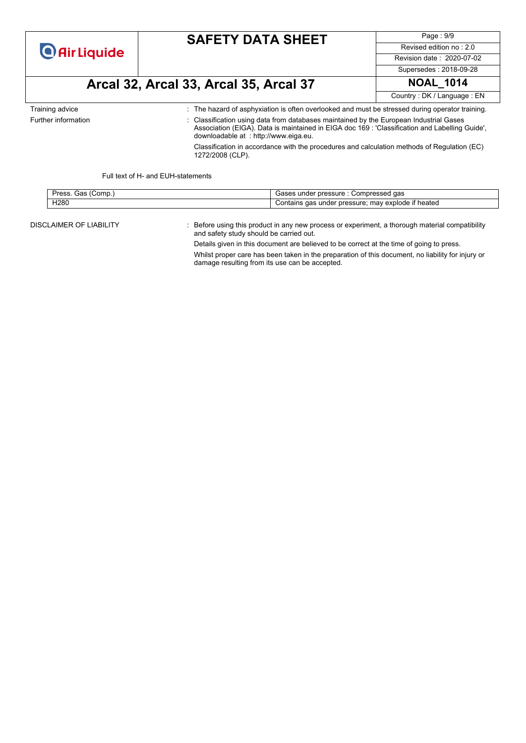Training advice : The hazard of asphyxiation is often overlooked and must be stressed during operator training.

Further information : Classification using data from databases maintained by the European Industrial Gases Association (EIGA). Data is maintained in EIGA doc 169 : 'Classification and Labelling Guide', downloadable at : http://www.eiga.eu.

Classification in accordance with the procedures and calculation methods of Regulation (EC) 1272/2008 (CLP).

Full text of H- and EUH-statements

| | |
|---|---|
| Press. Gas (Comp.) | Gases under pressure : Compressed gas |
| H280 | Contains gas under pressure; may explode if heated |

DISCLAIMER OF LIABILITY : Before using this product in any new process or experiment, a thorough material compatibility and safety study should be carried out.

Details given in this document are believed to be correct at the time of going to press.

Whilst proper care has been taken in the preparation of this document, no liability for injury or damage resulting from its use can be accepted.